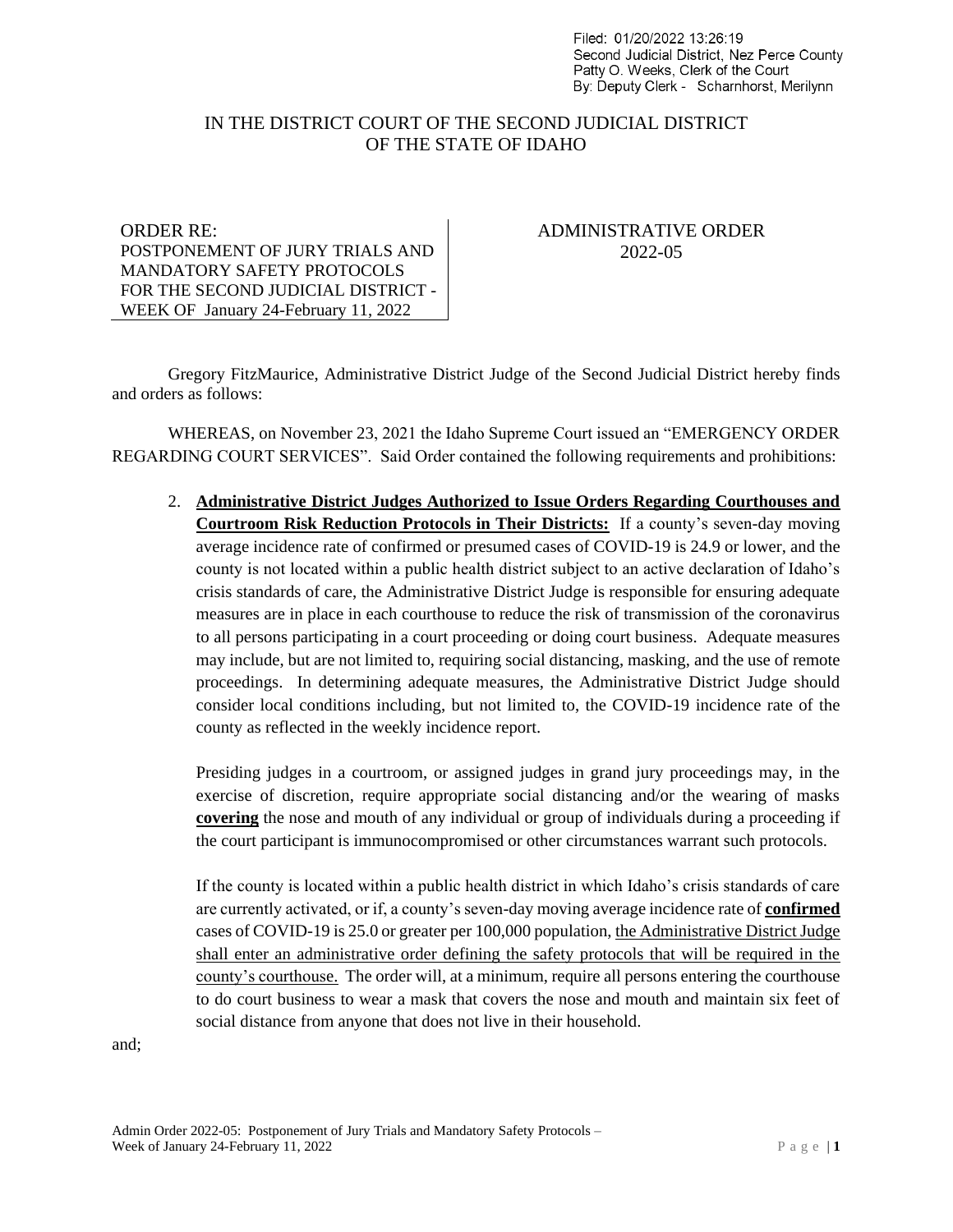Filed: 01/20/2022 13:26:19
Second Judicial District, Nez Perce County
Patty O. Weeks, Clerk of the Court
By: Deputy Clerk - Scharnhorst, Merilynn

# IN THE DISTRICT COURT OF THE SECOND JUDICIAL DISTRICT OF THE STATE OF IDAHO

| ORDER RE: POSTPONEMENT OF JURY TRIALS AND MANDATORY SAFETY PROTOCOLS FOR THE SECOND JUDICIAL DISTRICT - WEEK OF January 24-February 11, 2022 | ADMINISTRATIVE ORDER 2022-05 |
| --- | --- |

Gregory FitzMaurice, Administrative District Judge of the Second Judicial District hereby finds and orders as follows:

WHEREAS, on November 23, 2021 the Idaho Supreme Court issued an "EMERGENCY ORDER REGARDING COURT SERVICES". Said Order contained the following requirements and prohibitions:

2. **Administrative District Judges Authorized to Issue Orders Regarding Courthouses and Courtroom Risk Reduction Protocols in Their Districts:** If a county's seven-day moving average incidence rate of confirmed or presumed cases of COVID-19 is 24.9 or lower, and the county is not located within a public health district subject to an active declaration of Idaho's crisis standards of care, the Administrative District Judge is responsible for ensuring adequate measures are in place in each courthouse to reduce the risk of transmission of the coronavirus to all persons participating in a court proceeding or doing court business. Adequate measures may include, but are not limited to, requiring social distancing, masking, and the use of remote proceedings. In determining adequate measures, the Administrative District Judge should consider local conditions including, but not limited to, the COVID-19 incidence rate of the county as reflected in the weekly incidence report.

   Presiding judges in a courtroom, or assigned judges in grand jury proceedings may, in the exercise of discretion, require appropriate social distancing and/or the wearing of masks **covering** the nose and mouth of any individual or group of individuals during a proceeding if the court participant is immunocompromised or other circumstances warrant such protocols.

   If the county is located within a public health district in which Idaho's crisis standards of care are currently activated, or if, a county's seven-day moving average incidence rate of **confirmed** cases of COVID-19 is 25.0 or greater per 100,000 population, the Administrative District Judge shall enter an administrative order defining the safety protocols that will be required in the county's courthouse. The order will, at a minimum, require all persons entering the courthouse to do court business to wear a mask that covers the nose and mouth and maintain six feet of social distance from anyone that does not live in their household.

and;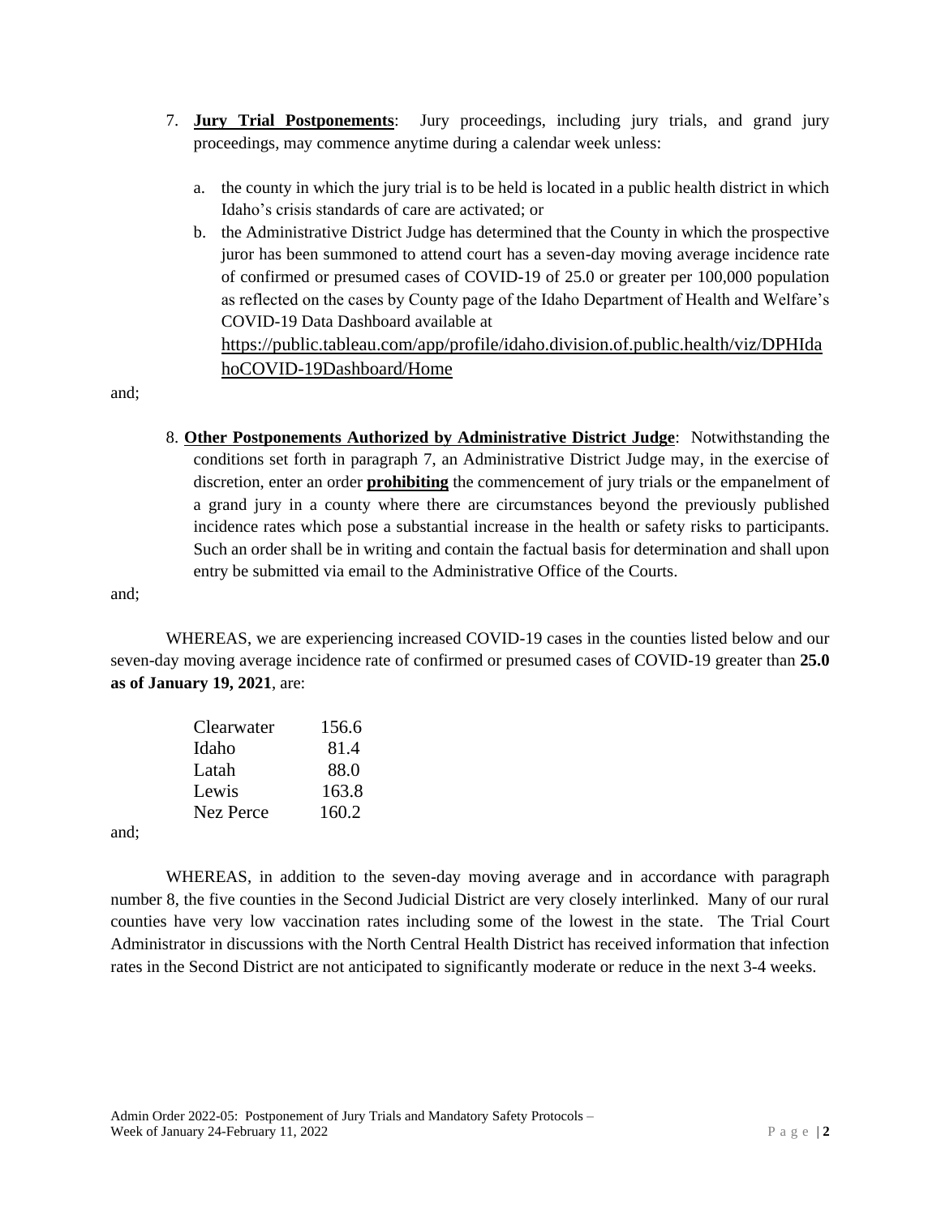7. **Jury Trial Postponements**: Jury proceedings, including jury trials, and grand jury proceedings, may commence anytime during a calendar week unless:

   a. the county in which the jury trial is to be held is located in a public health district in which Idaho's crisis standards of care are activated; or
   b. the Administrative District Judge has determined that the County in which the prospective juror has been summoned to attend court has a seven-day moving average incidence rate of confirmed or presumed cases of COVID-19 of 25.0 or greater per 100,000 population as reflected on the cases by County page of the Idaho Department of Health and Welfare's COVID-19 Data Dashboard available at https://public.tableau.com/app/profile/idaho.division.of.public.health/viz/DPHIdahoCOVID-19Dashboard/Home

and;

8. **Other Postponements Authorized by Administrative District Judge**: Notwithstanding the conditions set forth in paragraph 7, an Administrative District Judge may, in the exercise of discretion, enter an order **prohibiting** the commencement of jury trials or the empanelment of a grand jury in a county where there are circumstances beyond the previously published incidence rates which pose a substantial increase in the health or safety risks to participants. Such an order shall be in writing and contain the factual basis for determination and shall upon entry be submitted via email to the Administrative Office of the Courts.

and;

WHEREAS, we are experiencing increased COVID-19 cases in the counties listed below and our seven-day moving average incidence rate of confirmed or presumed cases of COVID-19 greater than **25.0 as of January 19, 2021**, are:

| | |
|---|---|
| Clearwater | 156.6 |
| Idaho | 81.4 |
| Latah | 88.0 |
| Lewis | 163.8 |
| Nez Perce | 160.2 |

and;

WHEREAS, in addition to the seven-day moving average and in accordance with paragraph number 8, the five counties in the Second Judicial District are very closely interlinked. Many of our rural counties have very low vaccination rates including some of the lowest in the state. The Trial Court Administrator in discussions with the North Central Health District has received information that infection rates in the Second District are not anticipated to significantly moderate or reduce in the next 3-4 weeks.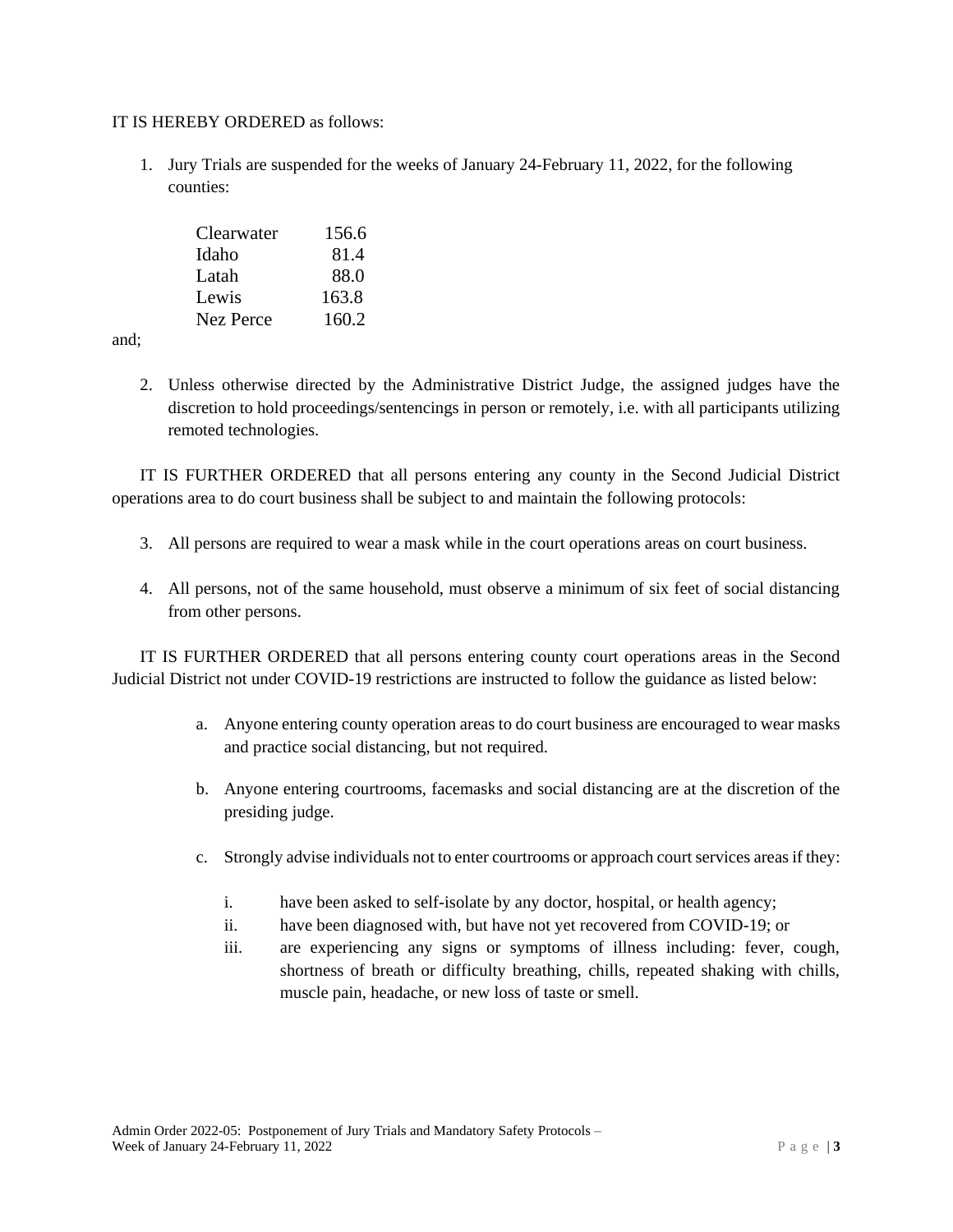IT IS HEREBY ORDERED as follows:

1. Jury Trials are suspended for the weeks of January 24-February 11, 2022, for the following counties:

| | |
|---|---|
| Clearwater | 156.6 |
| Idaho | 81.4 |
| Latah | 88.0 |
| Lewis | 163.8 |
| Nez Perce | 160.2 |

and;

2. Unless otherwise directed by the Administrative District Judge, the assigned judges have the discretion to hold proceedings/sentencings in person or remotely, i.e. with all participants utilizing remoted technologies.

IT IS FURTHER ORDERED that all persons entering any county in the Second Judicial District operations area to do court business shall be subject to and maintain the following protocols:

3. All persons are required to wear a mask while in the court operations areas on court business.

4. All persons, not of the same household, must observe a minimum of six feet of social distancing from other persons.

IT IS FURTHER ORDERED that all persons entering county court operations areas in the Second Judicial District not under COVID-19 restrictions are instructed to follow the guidance as listed below:

a. Anyone entering county operation areas to do court business are encouraged to wear masks and practice social distancing, but not required.

b. Anyone entering courtrooms, facemasks and social distancing are at the discretion of the presiding judge.

c. Strongly advise individuals not to enter courtrooms or approach court services areas if they:

   i. have been asked to self-isolate by any doctor, hospital, or health agency;
   
   ii. have been diagnosed with, but have not yet recovered from COVID-19; or
   
   iii. are experiencing any signs or symptoms of illness including: fever, cough, shortness of breath or difficulty breathing, chills, repeated shaking with chills, muscle pain, headache, or new loss of taste or smell.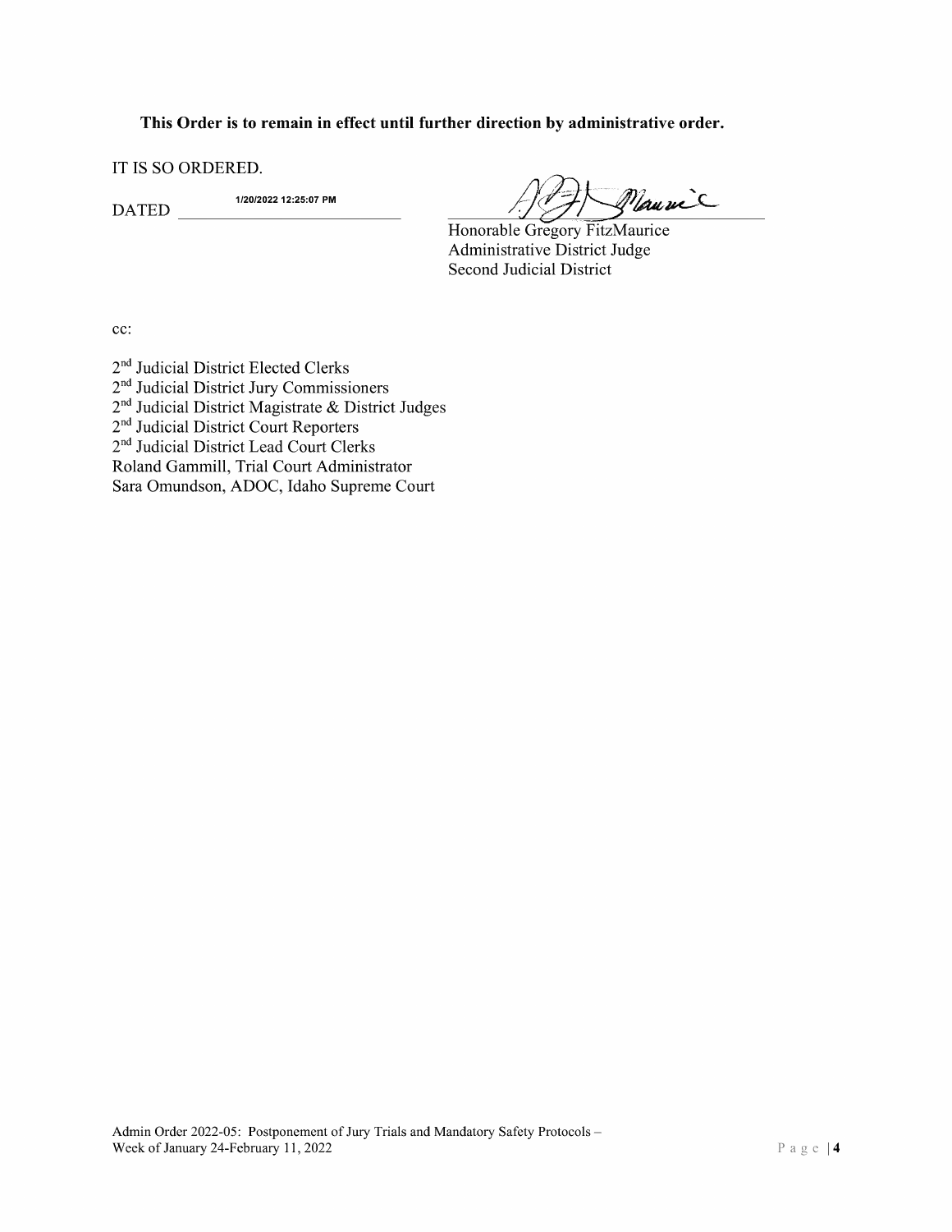**This Order is to remain in effect until further direction by administrative order.**

IT IS SO ORDERED.

DATED 1/20/2022 12:25:07 PM

Honorable Gregory FitzMaurice
Administrative District Judge
Second Judicial District

cc:

2nd Judicial District Elected Clerks
2nd Judicial District Jury Commissioners
2nd Judicial District Magistrate & District Judges
2nd Judicial District Court Reporters
2nd Judicial District Lead Court Clerks
Roland Gammill, Trial Court Administrator
Sara Omundson, ADOC, Idaho Supreme Court